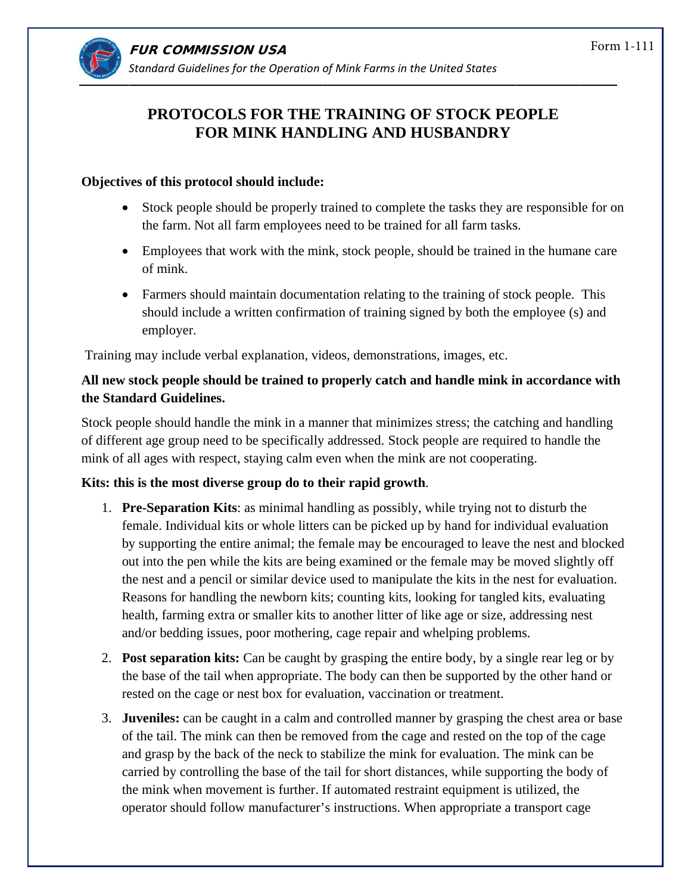# PROTOCOLS FOR THE TRAINING OF STOCK PEOPLE FOR MINK HANDLING AND HUSBANDRY

**Objectives of this protocol should include:**

- Stock people should be properly trained to complete the tasks they are responsible for on the farm. Not all farm employees need to be trained for all farm tasks.
- Employees that work with the mink, stock people, should be trained in the humane care of mink.
- Farmers should maintain documentation relating to the training of stock people. This should include a written confirmation of training signed by both the employee (s) and employer.

Training may include verbal explanation, videos, demonstrations, images, etc.

**All new stock people should be trained to properly catch and handle mink in accordance with the Standard Guidelines.**

Stock people should handle the mink in a manner that minimizes stress; the catching and handling of different age group need to be specifically addressed. Stock people are required to handle the mink of all ages with respect, staying calm even when the mink are not cooperating.

**Kits: this is the most diverse group do to their rapid growth**.

1. **Pre-Separation Kits**: as minimal handling as possibly, while trying not to disturb the female. Individual kits or whole litters can be picked up by hand for individual evaluation by supporting the entire animal; the female may be encouraged to leave the nest and blocked out into the pen while the kits are being examined or the female may be moved slightly off the nest and a pencil or similar device used to manipulate the kits in the nest for evaluation. Reasons for handling the newborn kits; counting kits, looking for tangled kits, evaluating health, farming extra or smaller kits to another litter of like age or size, addressing nest and/or bedding issues, poor mothering, cage repair and whelping problems.
2. **Post separation kits:** Can be caught by grasping the entire body, by a single rear leg or by the base of the tail when appropriate. The body can then be supported by the other hand or rested on the cage or nest box for evaluation, vaccination or treatment.
3. **Juveniles:** can be caught in a calm and controlled manner by grasping the chest area or base of the tail. The mink can then be removed from the cage and rested on the top of the cage and grasp by the back of the neck to stabilize the mink for evaluation. The mink can be carried by controlling the base of the tail for short distances, while supporting the body of the mink when movement is further. If automated restraint equipment is utilized, the operator should follow manufacturer's instructions. When appropriate a transport cage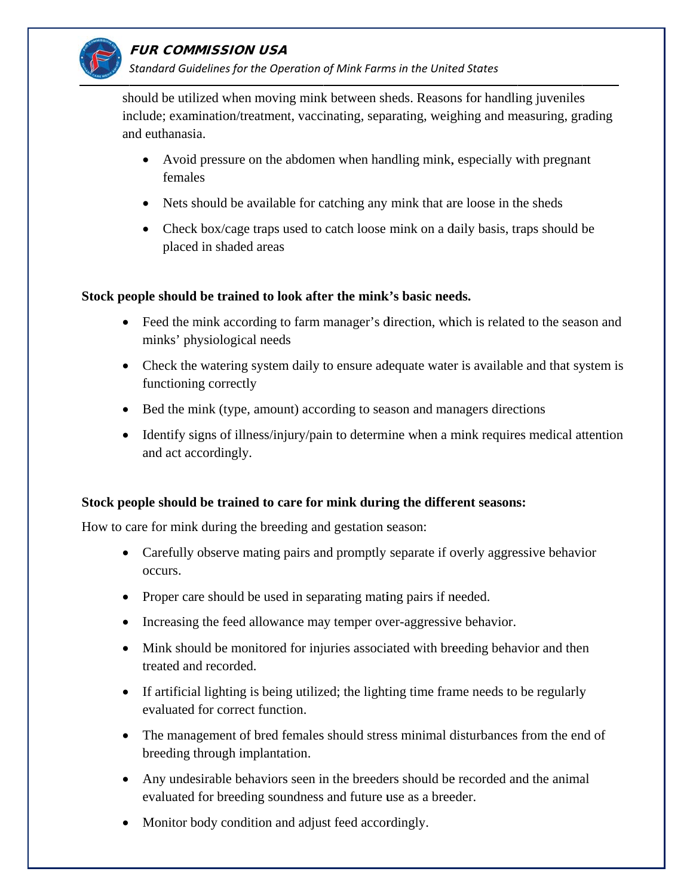should be utilized when moving mink between sheds. Reasons for handling juveniles include; examination/treatment, vaccinating, separating, weighing and measuring, grading and euthanasia.

- Avoid pressure on the abdomen when handling mink, especially with pregnant females
- Nets should be available for catching any mink that are loose in the sheds
- Check box/cage traps used to catch loose mink on a daily basis, traps should be placed in shaded areas

**Stock people should be trained to look after the mink's basic needs.**

- Feed the mink according to farm manager's direction, which is related to the season and minks' physiological needs
- Check the watering system daily to ensure adequate water is available and that system is functioning correctly
- Bed the mink (type, amount) according to season and managers directions
- Identify signs of illness/injury/pain to determine when a mink requires medical attention and act accordingly.

**Stock people should be trained to care for mink during the different seasons:**

How to care for mink during the breeding and gestation season:

- Carefully observe mating pairs and promptly separate if overly aggressive behavior occurs.
- Proper care should be used in separating mating pairs if needed.
- Increasing the feed allowance may temper over-aggressive behavior.
- Mink should be monitored for injuries associated with breeding behavior and then treated and recorded.
- If artificial lighting is being utilized; the lighting time frame needs to be regularly evaluated for correct function.
- The management of bred females should stress minimal disturbances from the end of breeding through implantation.
- Any undesirable behaviors seen in the breeders should be recorded and the animal evaluated for breeding soundness and future use as a breeder.
- Monitor body condition and adjust feed accordingly.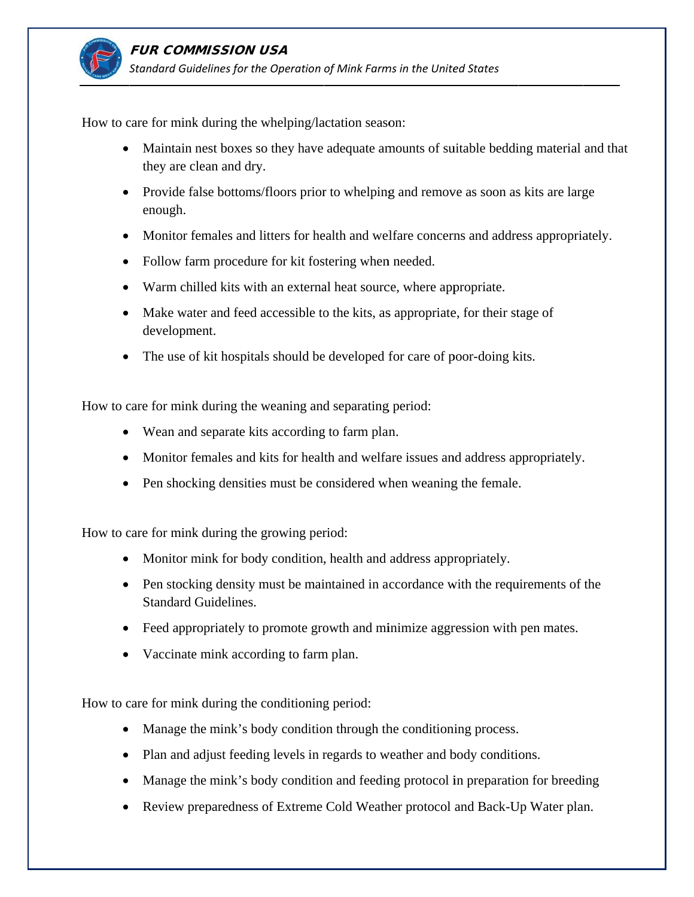How to care for mink during the whelping/lactation season:

- Maintain nest boxes so they have adequate amounts of suitable bedding material and that they are clean and dry.
- Provide false bottoms/floors prior to whelping and remove as soon as kits are large enough.
- Monitor females and litters for health and welfare concerns and address appropriately.
- Follow farm procedure for kit fostering when needed.
- Warm chilled kits with an external heat source, where appropriate.
- Make water and feed accessible to the kits, as appropriate, for their stage of development.
- The use of kit hospitals should be developed for care of poor-doing kits.

How to care for mink during the weaning and separating period:

- Wean and separate kits according to farm plan.
- Monitor females and kits for health and welfare issues and address appropriately.
- Pen shocking densities must be considered when weaning the female.

How to care for mink during the growing period:

- Monitor mink for body condition, health and address appropriately.
- Pen stocking density must be maintained in accordance with the requirements of the Standard Guidelines.
- Feed appropriately to promote growth and minimize aggression with pen mates.
- Vaccinate mink according to farm plan.

How to care for mink during the conditioning period:

- Manage the mink's body condition through the conditioning process.
- Plan and adjust feeding levels in regards to weather and body conditions.
- Manage the mink's body condition and feeding protocol in preparation for breeding
- Review preparedness of Extreme Cold Weather protocol and Back-Up Water plan.